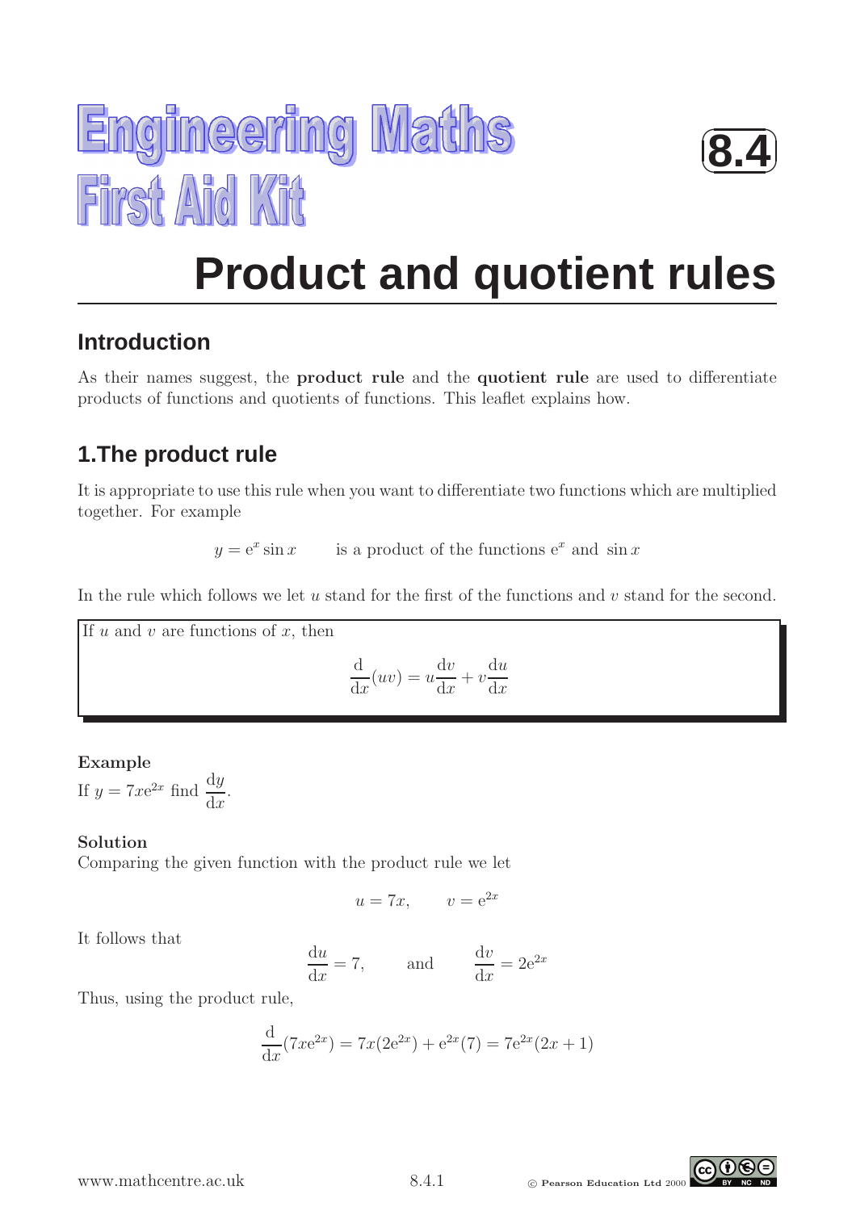# Engineering Maths First Aid Kit

**8.4**

# Product and quotient rules

## Introduction

As their names suggest, the **product rule** and the **quotient rule** are used to differentiate products of functions and quotients of functions. This leaflet explains how.

## 1.The product rule

It is appropriate to use this rule when you want to differentiate two functions which are multiplied together. For example

$$y = \mathrm{e}^x \sin x \qquad \text{is a product of the functions } \mathrm{e}^x \text{ and } \sin x$$

In the rule which follows we let $u$ stand for the first of the functions and $v$ stand for the second.

> If $u$ and $v$ are functions of $x$, then
>
> $$\frac{\mathrm{d}}{\mathrm{d}x}(uv) = u\frac{\mathrm{d}v}{\mathrm{d}x} + v\frac{\mathrm{d}u}{\mathrm{d}x}$$

**Example**

If $y = 7x\mathrm{e}^{2x}$ find $\dfrac{\mathrm{d}y}{\mathrm{d}x}$.

**Solution**

Comparing the given function with the product rule we let

$$u = 7x, \qquad v = \mathrm{e}^{2x}$$

It follows that

$$\frac{\mathrm{d}u}{\mathrm{d}x} = 7, \qquad \text{and} \qquad \frac{\mathrm{d}v}{\mathrm{d}x} = 2\mathrm{e}^{2x}$$

Thus, using the product rule,

$$\frac{\mathrm{d}}{\mathrm{d}x}(7x\mathrm{e}^{2x}) = 7x(2\mathrm{e}^{2x}) + \mathrm{e}^{2x}(7) = 7\mathrm{e}^{2x}(2x+1)$$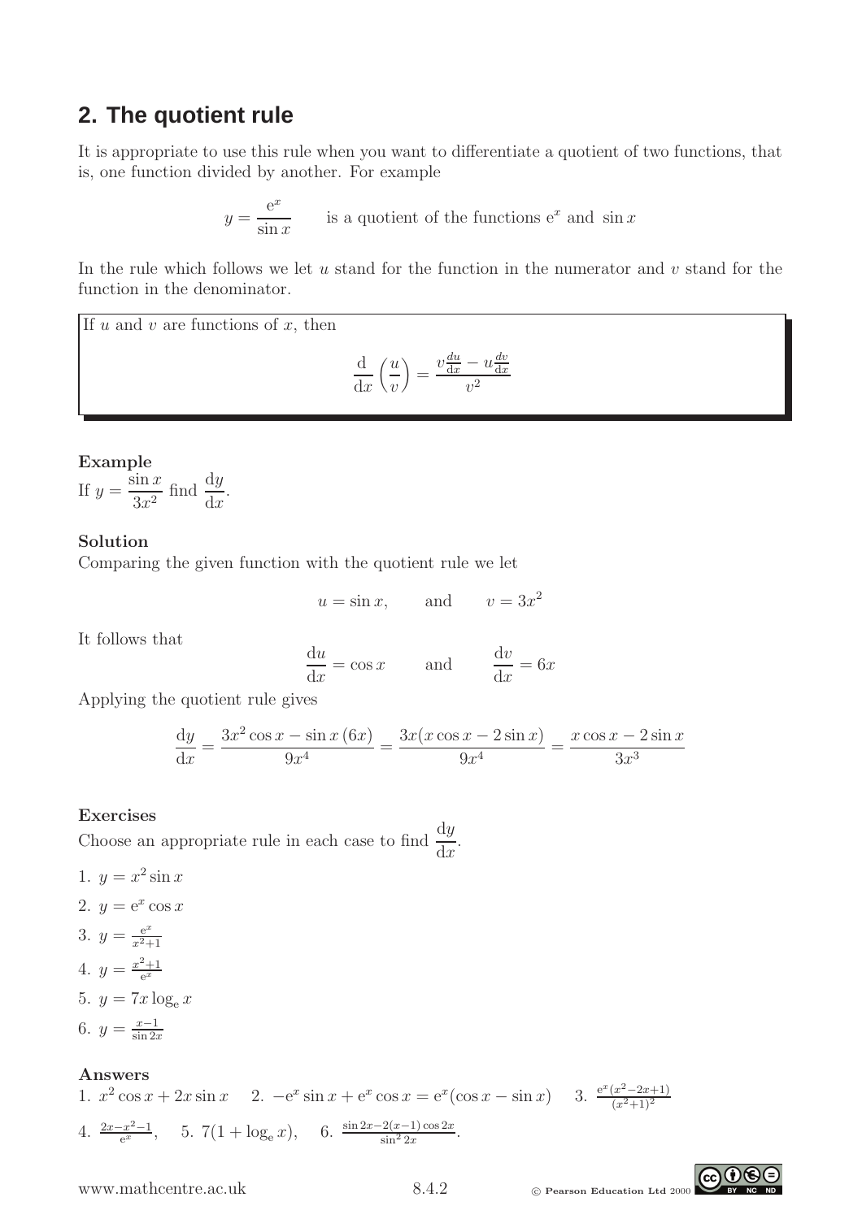## 2. The quotient rule

It is appropriate to use this rule when you want to differentiate a quotient of two functions, that is, one function divided by another. For example

$$y = \frac{e^x}{\sin x} \qquad \text{is a quotient of the functions } e^x \text{ and } \sin x$$

In the rule which follows we let $u$ stand for the function in the numerator and $v$ stand for the function in the denominator.

> If $u$ and $v$ are functions of $x$, then
>
> $$\frac{d}{dx}\left(\frac{u}{v}\right) = \frac{v\frac{du}{dx} - u\frac{dv}{dx}}{v^2}$$

**Example**

If $y = \dfrac{\sin x}{3x^2}$ find $\dfrac{dy}{dx}$.

**Solution**

Comparing the given function with the quotient rule we let

$$u = \sin x, \qquad \text{and} \qquad v = 3x^2$$

It follows that

$$\frac{du}{dx} = \cos x \qquad \text{and} \qquad \frac{dv}{dx} = 6x$$

Applying the quotient rule gives

$$\frac{dy}{dx} = \frac{3x^2\cos x - \sin x\,(6x)}{9x^4} = \frac{3x(x\cos x - 2\sin x)}{9x^4} = \frac{x\cos x - 2\sin x}{3x^3}$$

**Exercises**

Choose an appropriate rule in each case to find $\dfrac{dy}{dx}$.

1. $y = x^2 \sin x$
2. $y = e^x \cos x$
3. $y = \frac{e^x}{x^2+1}$
4. $y = \frac{x^2+1}{e^x}$
5. $y = 7x \log_e x$
6. $y = \frac{x-1}{\sin 2x}$

**Answers**

1. $x^2\cos x + 2x\sin x$ 2. $-e^x\sin x + e^x\cos x = e^x(\cos x - \sin x)$ 3. $\frac{e^x(x^2-2x+1)}{(x^2+1)^2}$

4. $\frac{2x-x^2-1}{e^x}$, 5. $7(1+\log_e x)$, 6. $\frac{\sin 2x - 2(x-1)\cos 2x}{\sin^2 2x}$.